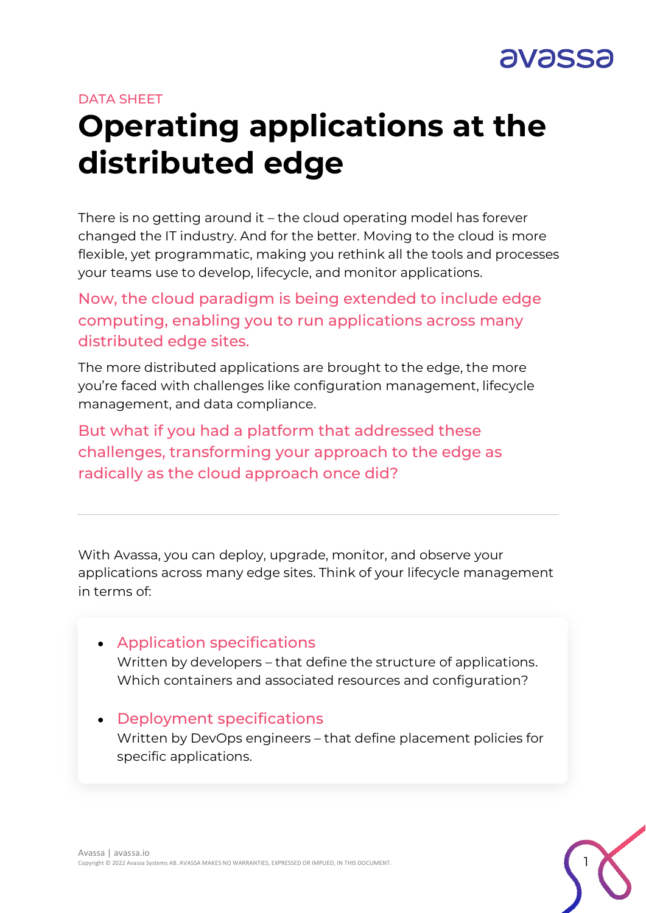DATA SHEET

# Operating applications at the distributed edge

There is no getting around it – the cloud operating model has forever changed the IT industry. And for the better. Moving to the cloud is more flexible, yet programmatic, making you rethink all the tools and processes your teams use to develop, lifecycle, and monitor applications.

Now, the cloud paradigm is being extended to include edge computing, enabling you to run applications across many distributed edge sites.

The more distributed applications are brought to the edge, the more you're faced with challenges like configuration management, lifecycle management, and data compliance.

But what if you had a platform that addressed these challenges, transforming your approach to the edge as radically as the cloud approach once did?

---

With Avassa, you can deploy, upgrade, monitor, and observe your applications across many edge sites. Think of your lifecycle management in terms of:

- **Application specifications**
  Written by developers – that define the structure of applications. Which containers and associated resources and configuration?

- **Deployment specifications**
  Written by DevOps engineers – that define placement policies for specific applications.

Avassa | avassa.io
Copyright © 2022 Avassa Systems AB. AVASSA MAKES NO WARRANTIES, EXPRESSED OR IMPLIED, IN THIS DOCUMENT.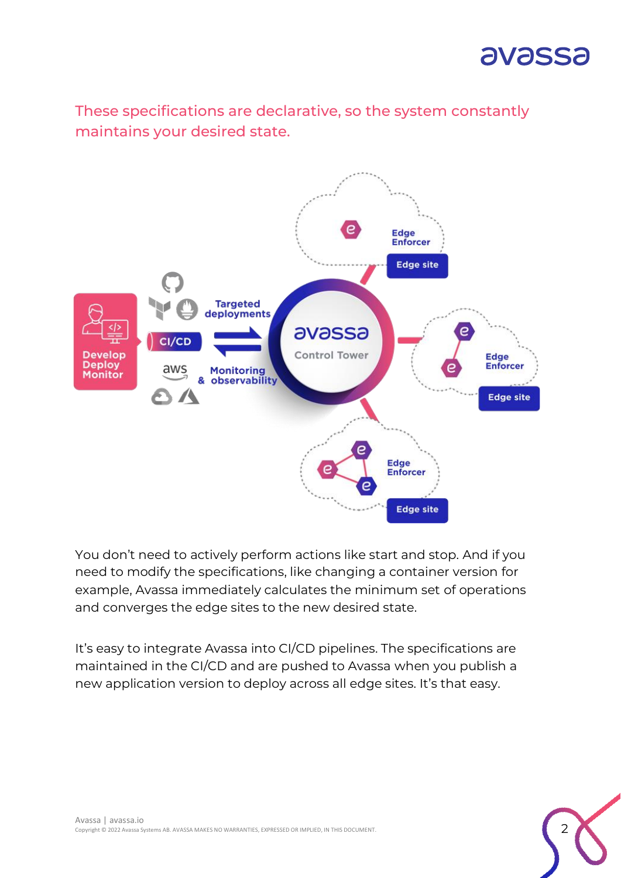These specifications are declarative, so the system constantly maintains your desired state.

You don't need to actively perform actions like start and stop. And if you need to modify the specifications, like changing a container version for example, Avassa immediately calculates the minimum set of operations and converges the edge sites to the new desired state.

It's easy to integrate Avassa into CI/CD pipelines. The specifications are maintained in the CI/CD and are pushed to Avassa when you publish a new application version to deploy across all edge sites. It's that easy.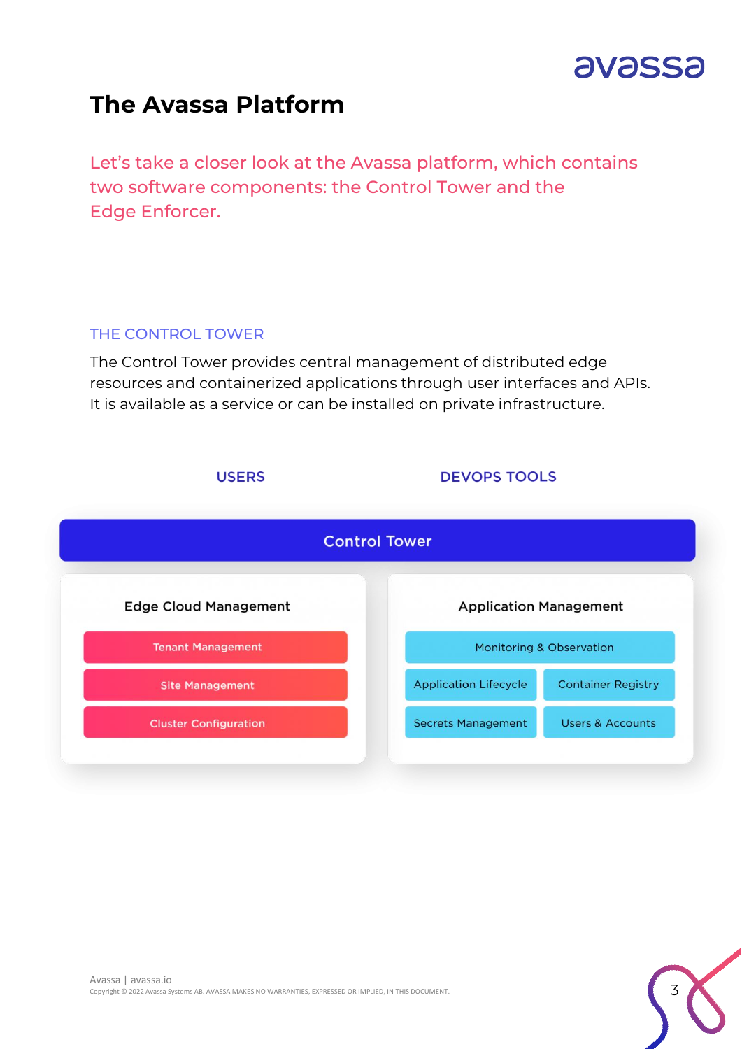# The Avassa Platform

Let's take a closer look at the Avassa platform, which contains two software components: the Control Tower and the Edge Enforcer.

---

## THE CONTROL TOWER

The Control Tower provides central management of distributed edge resources and containerized applications through user interfaces and APIs. It is available as a service or can be installed on private infrastructure.

USERS

DEVOPS TOOLS

**Control Tower**

**Edge Cloud Management**

- Tenant Management
- Site Management
- Cluster Configuration

**Application Management**

- Monitoring & Observation
- Application Lifecycle
- Container Registry
- Secrets Management
- Users & Accounts

Avassa | avassa.io

Copyright © 2022 Avassa Systems AB. AVASSA MAKES NO WARRANTIES, EXPRESSED OR IMPLIED, IN THIS DOCUMENT.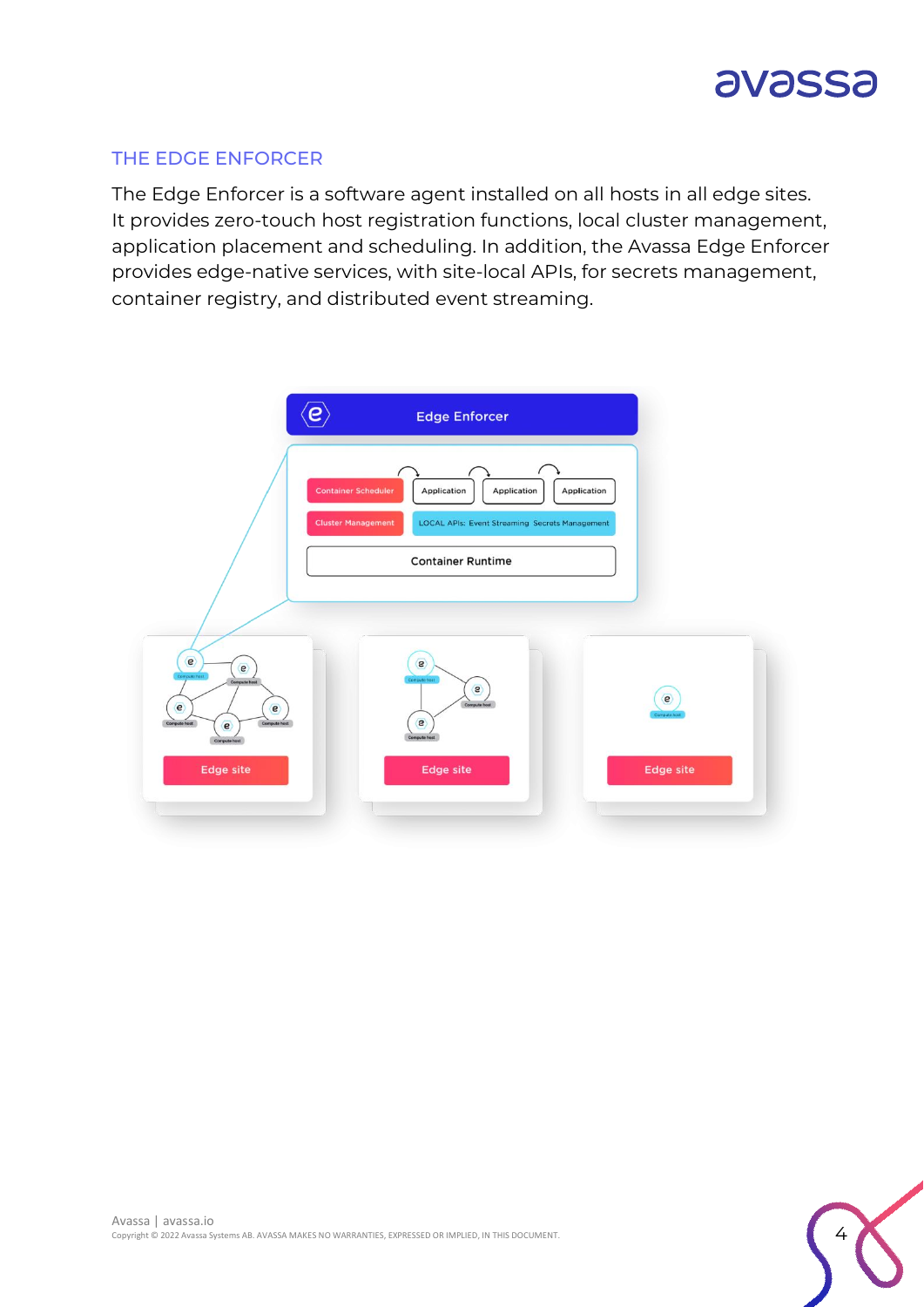## THE EDGE ENFORCER

The Edge Enforcer is a software agent installed on all hosts in all edge sites. It provides zero-touch host registration functions, local cluster management, application placement and scheduling. In addition, the Avassa Edge Enforcer provides edge-native services, with site-local APIs, for secrets management, container registry, and distributed event streaming.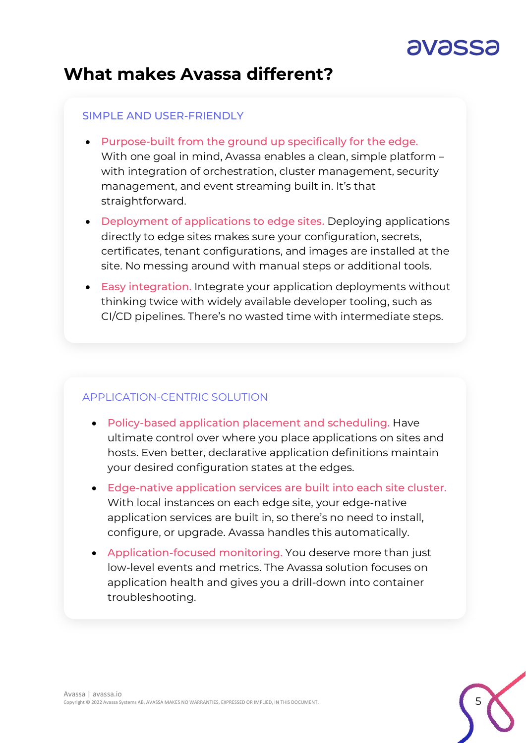# What makes Avassa different?

## SIMPLE AND USER-FRIENDLY

- **Purpose-built from the ground up specifically for the edge.** With one goal in mind, Avassa enables a clean, simple platform – with integration of orchestration, cluster management, security management, and event streaming built in. It's that straightforward.
- **Deployment of applications to edge sites.** Deploying applications directly to edge sites makes sure your configuration, secrets, certificates, tenant configurations, and images are installed at the site. No messing around with manual steps or additional tools.
- **Easy integration.** Integrate your application deployments without thinking twice with widely available developer tooling, such as CI/CD pipelines. There's no wasted time with intermediate steps.

## APPLICATION-CENTRIC SOLUTION

- **Policy-based application placement and scheduling.** Have ultimate control over where you place applications on sites and hosts. Even better, declarative application definitions maintain your desired configuration states at the edges.
- **Edge-native application services are built into each site cluster.** With local instances on each edge site, your edge-native application services are built in, so there's no need to install, configure, or upgrade. Avassa handles this automatically.
- **Application-focused monitoring.** You deserve more than just low-level events and metrics. The Avassa solution focuses on application health and gives you a drill-down into container troubleshooting.

Avassa | avassa.io
Copyright © 2022 Avassa Systems AB. AVASSA MAKES NO WARRANTIES, EXPRESSED OR IMPLIED, IN THIS DOCUMENT.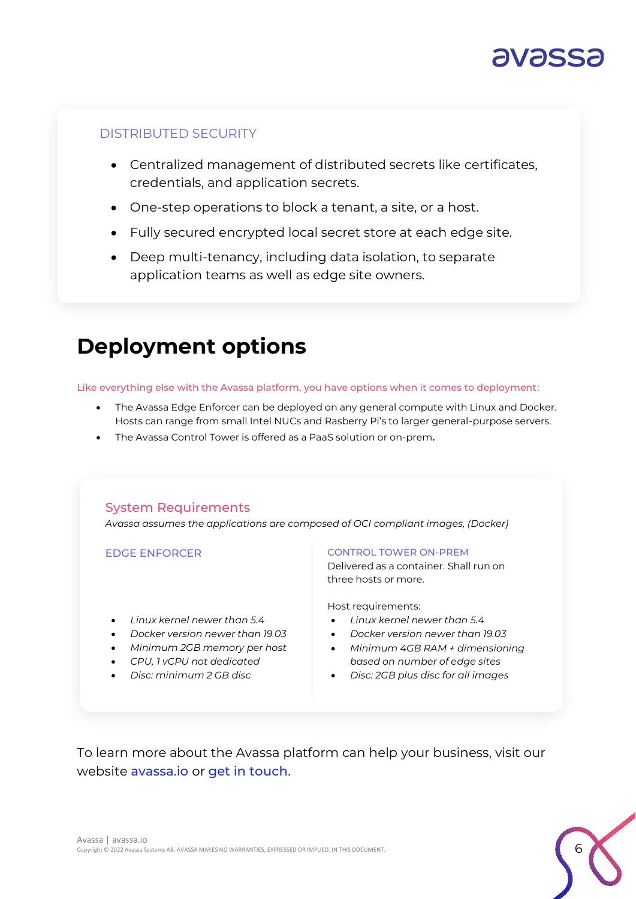### DISTRIBUTED SECURITY

- Centralized management of distributed secrets like certificates, credentials, and application secrets.
- One-step operations to block a tenant, a site, or a host.
- Fully secured encrypted local secret store at each edge site.
- Deep multi-tenancy, including data isolation, to separate application teams as well as edge site owners.

# Deployment options

Like everything else with the Avassa platform, you have options when it comes to deployment:

- The Avassa Edge Enforcer can be deployed on any general compute with Linux and Docker. Hosts can range from small Intel NUCs and Rasberry Pi's to larger general-purpose servers.
- The Avassa Control Tower is offered as a PaaS solution or on-prem.

## System Requirements

*Avassa assumes the applications are composed of OCI compliant images, (Docker)*

### EDGE ENFORCER

- *Linux kernel newer than 5.4*
- *Docker version newer than 19.03*
- *Minimum 2GB memory per host*
- *CPU, 1 vCPU not dedicated*
- *Disc: minimum 2 GB disc*

### CONTROL TOWER ON-PREM

Delivered as a container. Shall run on three hosts or more.

Host requirements:

- *Linux kernel newer than 5.4*
- *Docker version newer than 19.03*
- *Minimum 4GB RAM + dimensioning based on number of edge sites*
- *Disc: 2GB plus disc for all images*

To learn more about the Avassa platform can help your business, visit our website avassa.io or get in touch.

Avassa | avassa.io
Copyright © 2022 Avassa Systems AB. AVASSA MAKES NO WARRANTIES, EXPRESSED OR IMPLIED, IN THIS DOCUMENT.